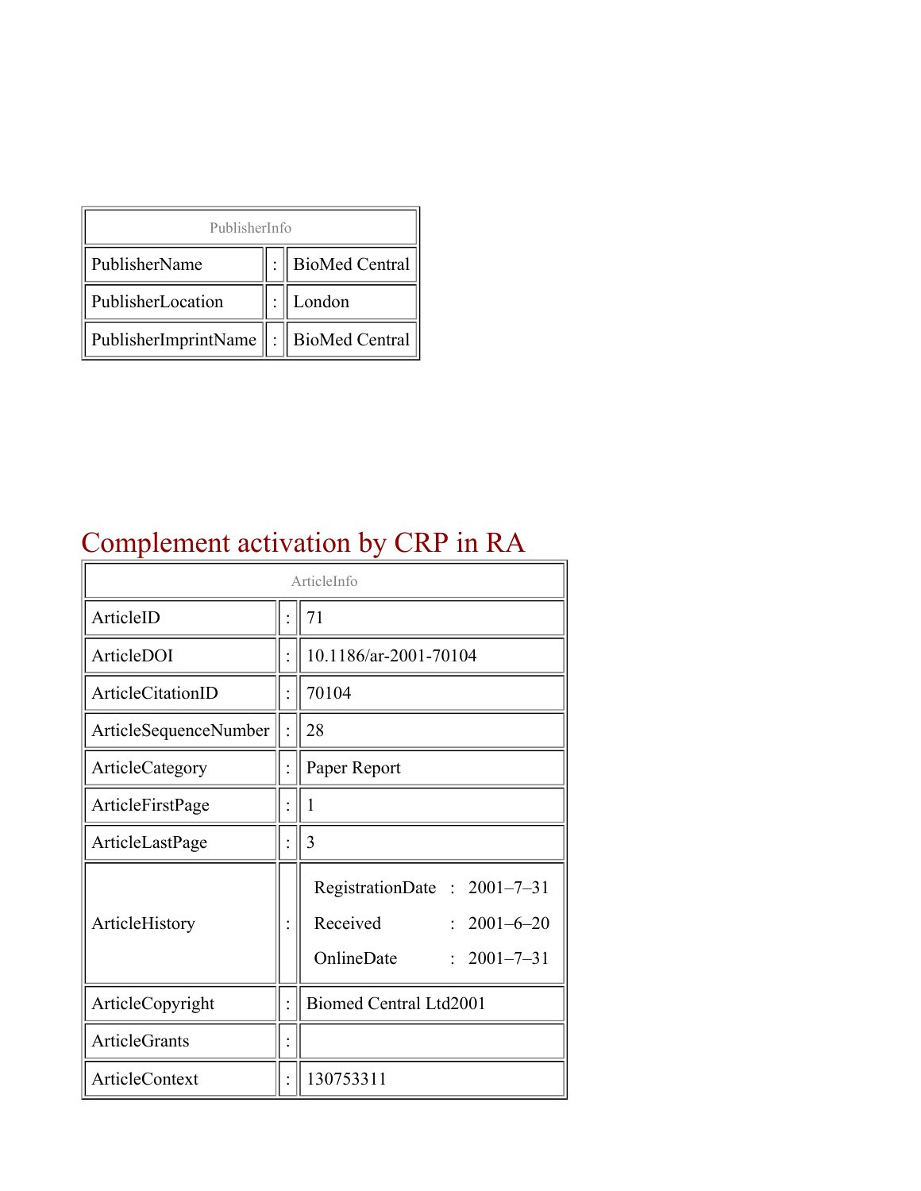| PublisherInfo | | |
|---|---|---|
| PublisherName | : | BioMed Central |
| PublisherLocation | : | London |
| PublisherImprintName | : | BioMed Central |

# Complement activation by CRP in RA

| ArticleInfo | | |
|---|---|---|
| ArticleID | : | 71 |
| ArticleDOI | : | 10.1186/ar-2001-70104 |
| ArticleCitationID | : | 70104 |
| ArticleSequenceNumber | : | 28 |
| ArticleCategory | : | Paper Report |
| ArticleFirstPage | : | 1 |
| ArticleLastPage | : | 3 |
| ArticleHistory | : | RegistrationDate : 2001–7–31<br>Received : 2001–6–20<br>OnlineDate : 2001–7–31 |
| ArticleCopyright | : | Biomed Central Ltd2001 |
| ArticleGrants | : | |
| ArticleContext | : | 130753311 |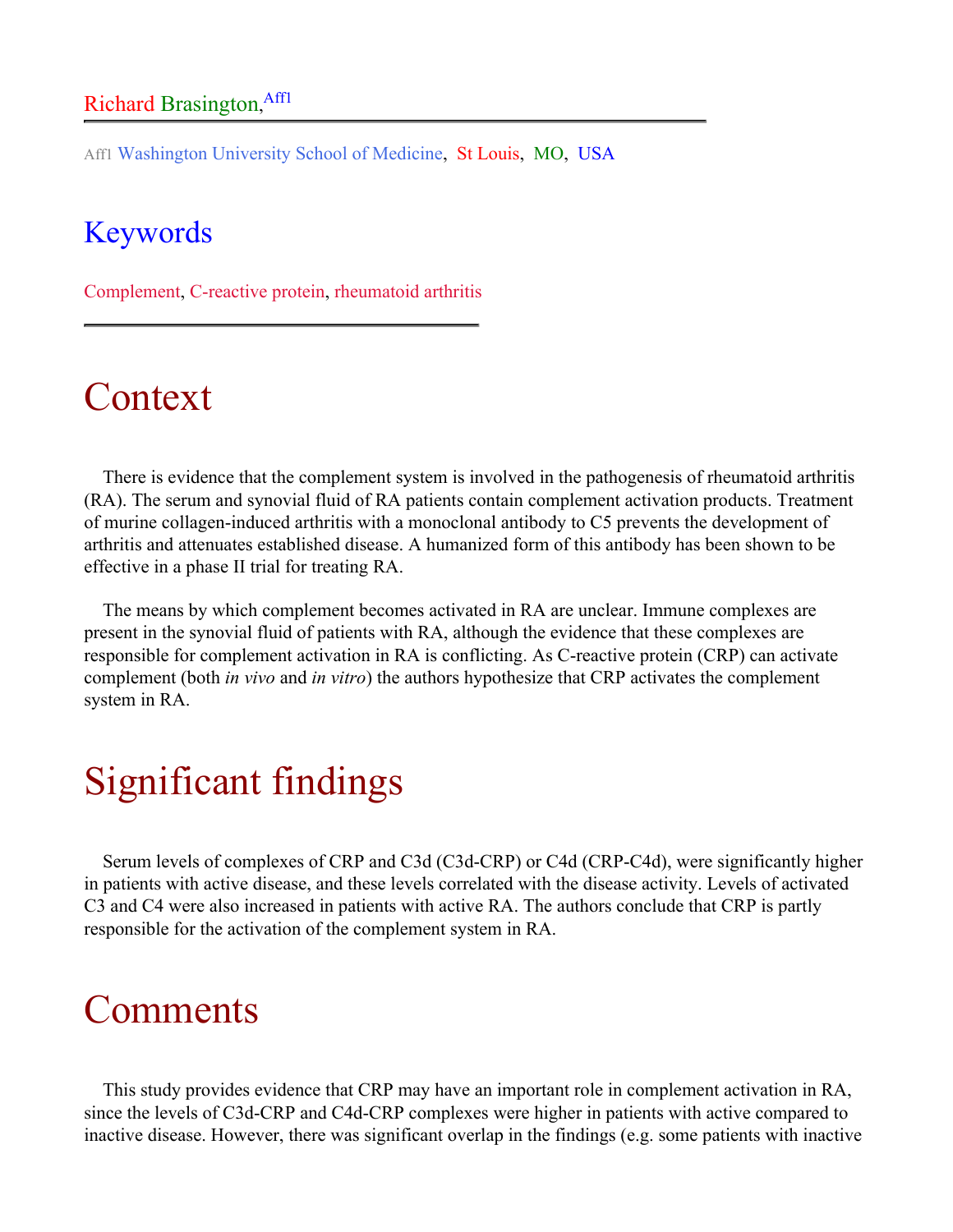Richard Brasington,[Aff1]

[Aff1] Washington University School of Medicine, St Louis, MO, USA

## Keywords

Complement, C-reactive protein, rheumatoid arthritis

# Context

There is evidence that the complement system is involved in the pathogenesis of rheumatoid arthritis (RA). The serum and synovial fluid of RA patients contain complement activation products. Treatment of murine collagen-induced arthritis with a monoclonal antibody to C5 prevents the development of arthritis and attenuates established disease. A humanized form of this antibody has been shown to be effective in a phase II trial for treating RA.

The means by which complement becomes activated in RA are unclear. Immune complexes are present in the synovial fluid of patients with RA, although the evidence that these complexes are responsible for complement activation in RA is conflicting. As C-reactive protein (CRP) can activate complement (both *in vivo* and *in vitro*) the authors hypothesize that CRP activates the complement system in RA.

# Significant findings

Serum levels of complexes of CRP and C3d (C3d-CRP) or C4d (CRP-C4d), were significantly higher in patients with active disease, and these levels correlated with the disease activity. Levels of activated C3 and C4 were also increased in patients with active RA. The authors conclude that CRP is partly responsible for the activation of the complement system in RA.

# Comments

This study provides evidence that CRP may have an important role in complement activation in RA, since the levels of C3d-CRP and C4d-CRP complexes were higher in patients with active compared to inactive disease. However, there was significant overlap in the findings (e.g. some patients with inactive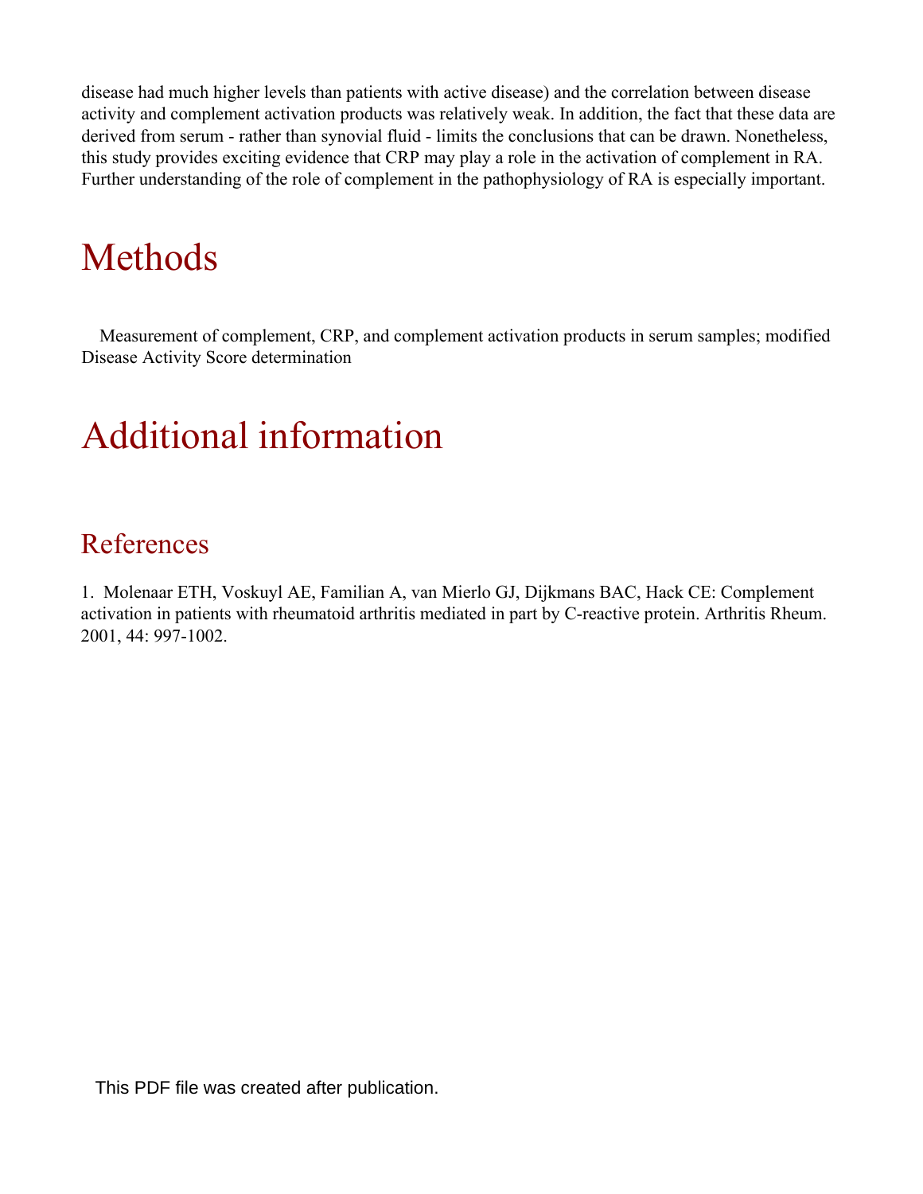disease had much higher levels than patients with active disease) and the correlation between disease activity and complement activation products was relatively weak. In addition, the fact that these data are derived from serum - rather than synovial fluid - limits the conclusions that can be drawn. Nonetheless, this study provides exciting evidence that CRP may play a role in the activation of complement in RA. Further understanding of the role of complement in the pathophysiology of RA is especially important.

# Methods

Measurement of complement, CRP, and complement activation products in serum samples; modified Disease Activity Score determination

# Additional information

## References

1. Molenaar ETH, Voskuyl AE, Familian A, van Mierlo GJ, Dijkmans BAC, Hack CE: Complement activation in patients with rheumatoid arthritis mediated in part by C-reactive protein. Arthritis Rheum. 2001, 44: 997-1002.

This PDF file was created after publication.